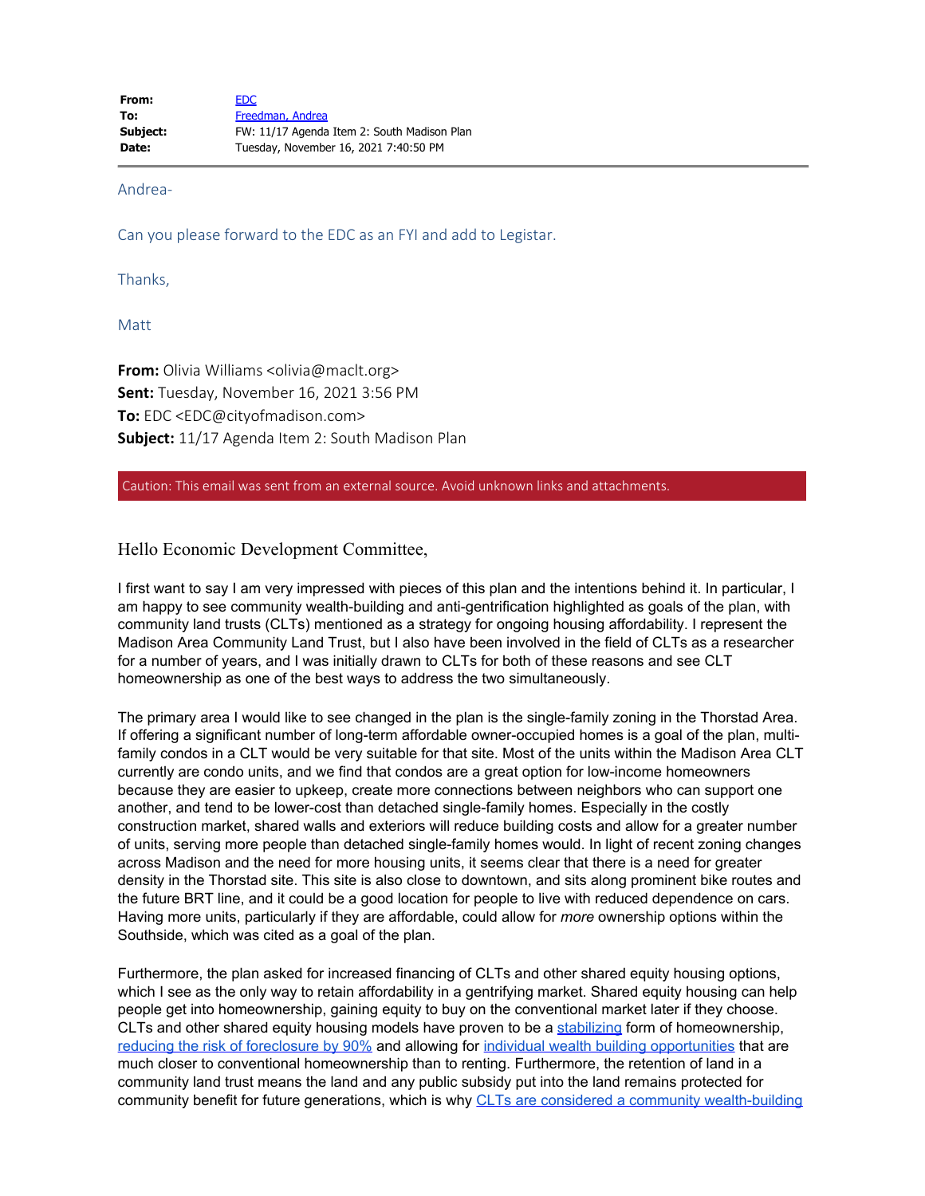| | |
|---|---|
| **From:** | EDC |
| **To:** | Freedman, Andrea |
| **Subject:** | FW: 11/17 Agenda Item 2: South Madison Plan |
| **Date:** | Tuesday, November 16, 2021 7:40:50 PM |

Andrea-

Can you please forward to the EDC as an FYI and add to Legistar.

Thanks,

Matt

**From:** Olivia Williams <olivia@maclt.org>
**Sent:** Tuesday, November 16, 2021 3:56 PM
**To:** EDC <EDC@cityofmadison.com>
**Subject:** 11/17 Agenda Item 2: South Madison Plan

Caution: This email was sent from an external source. Avoid unknown links and attachments.

Hello Economic Development Committee,

I first want to say I am very impressed with pieces of this plan and the intentions behind it. In particular, I am happy to see community wealth-building and anti-gentrification highlighted as goals of the plan, with community land trusts (CLTs) mentioned as a strategy for ongoing housing affordability. I represent the Madison Area Community Land Trust, but I also have been involved in the field of CLTs as a researcher for a number of years, and I was initially drawn to CLTs for both of these reasons and see CLT homeownership as one of the best ways to address the two simultaneously.

The primary area I would like to see changed in the plan is the single-family zoning in the Thorstad Area. If offering a significant number of long-term affordable owner-occupied homes is a goal of the plan, multi-family condos in a CLT would be very suitable for that site. Most of the units within the Madison Area CLT currently are condo units, and we find that condos are a great option for low-income homeowners because they are easier to upkeep, create more connections between neighbors who can support one another, and tend to be lower-cost than detached single-family homes. Especially in the costly construction market, shared walls and exteriors will reduce building costs and allow for a greater number of units, serving more people than detached single-family homes would. In light of recent zoning changes across Madison and the need for more housing units, it seems clear that there is a need for greater density in the Thorstad site. This site is also close to downtown, and sits along prominent bike routes and the future BRT line, and it could be a good location for people to live with reduced dependence on cars. Having more units, particularly if they are affordable, could allow for *more* ownership options within the Southside, which was cited as a goal of the plan.

Furthermore, the plan asked for increased financing of CLTs and other shared equity housing options, which I see as the only way to retain affordability in a gentrifying market. Shared equity housing can help people get into homeownership, gaining equity to buy on the conventional market later if they choose. CLTs and other shared equity housing models have proven to be a stabilizing form of homeownership, reducing the risk of foreclosure by 90% and allowing for individual wealth building opportunities that are much closer to conventional homeownership than to renting. Furthermore, the retention of land in a community land trust means the land and any public subsidy put into the land remains protected for community benefit for future generations, which is why CLTs are considered a community wealth-building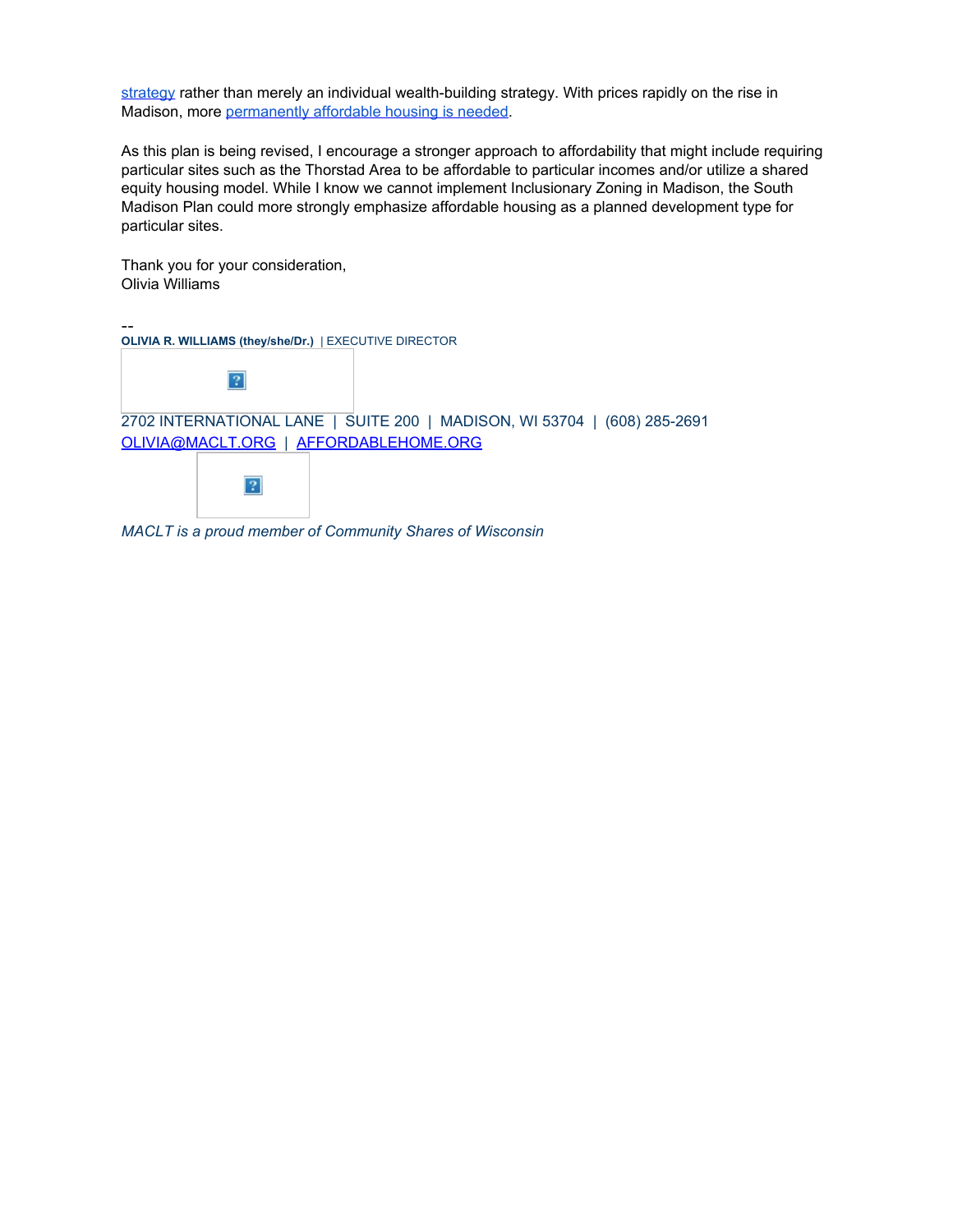strategy rather than merely an individual wealth-building strategy. With prices rapidly on the rise in Madison, more permanently affordable housing is needed.

As this plan is being revised, I encourage a stronger approach to affordability that might include requiring particular sites such as the Thorstad Area to be affordable to particular incomes and/or utilize a shared equity housing model. While I know we cannot implement Inclusionary Zoning in Madison, the South Madison Plan could more strongly emphasize affordable housing as a planned development type for particular sites.

Thank you for your consideration,
Olivia Williams

--
**OLIVIA R. WILLIAMS (they/she/Dr.)** | EXECUTIVE DIRECTOR

2702 INTERNATIONAL LANE | SUITE 200 | MADISON, WI 53704 | (608) 285-2691
OLIVIA@MACLT.ORG | AFFORDABLEHOME.ORG

*MACLT is a proud member of Community Shares of Wisconsin*